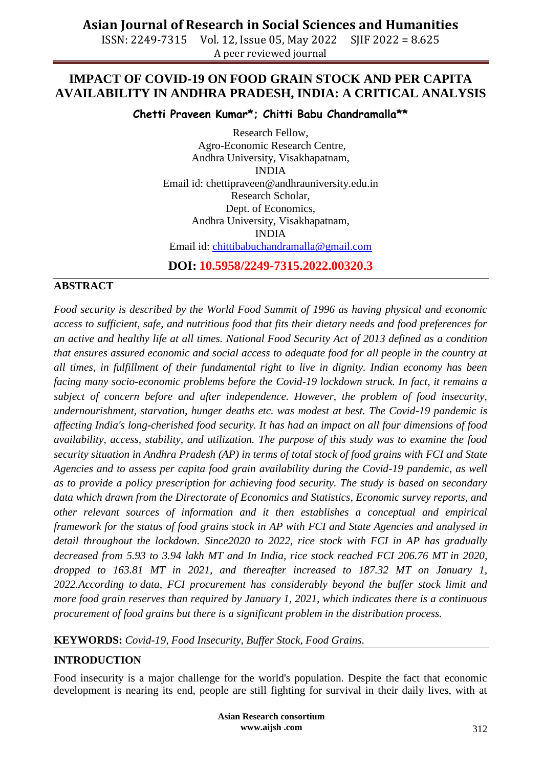# IMPACT OF COVID-19 ON FOOD GRAIN STOCK AND PER CAPITA AVAILABILITY IN ANDHRA PRADESH, INDIA: A CRITICAL ANALYSIS

**Chetti Praveen Kumar*; Chitti Babu Chandramalla****

Research Fellow,
Agro-Economic Research Centre,
Andhra University, Visakhapatnam,
INDIA
Email id: chettipraveen@andhrauniversity.edu.in

Research Scholar,
Dept. of Economics,
Andhra University, Visakhapatnam,
INDIA
Email id: chittibabuchandramalla@gmail.com

**DOI: 10.5958/2249-7315.2022.00320.3**

## ABSTRACT

*Food security is described by the World Food Summit of 1996 as having physical and economic access to sufficient, safe, and nutritious food that fits their dietary needs and food preferences for an active and healthy life at all times. National Food Security Act of 2013 defined as a condition that ensures assured economic and social access to adequate food for all people in the country at all times, in fulfillment of their fundamental right to live in dignity. Indian economy has been facing many socio-economic problems before the Covid-19 lockdown struck. In fact, it remains a subject of concern before and after independence. However, the problem of food insecurity, undernourishment, starvation, hunger deaths etc. was modest at best. The Covid-19 pandemic is affecting India's long-cherished food security. It has had an impact on all four dimensions of food availability, access, stability, and utilization. The purpose of this study was to examine the food security situation in Andhra Pradesh (AP) in terms of total stock of food grains with FCI and State Agencies and to assess per capita food grain availability during the Covid-19 pandemic, as well as to provide a policy prescription for achieving food security. The study is based on secondary data which drawn from the Directorate of Economics and Statistics, Economic survey reports, and other relevant sources of information and it then establishes a conceptual and empirical framework for the status of food grains stock in AP with FCI and State Agencies and analysed in detail throughout the lockdown. Since2020 to 2022, rice stock with FCI in AP has gradually decreased from 5.93 to 3.94 lakh MT and In India, rice stock reached FCI 206.76 MT in 2020, dropped to 163.81 MT in 2021, and thereafter increased to 187.32 MT on January 1, 2022.According to data, FCI procurement has considerably beyond the buffer stock limit and more food grain reserves than required by January 1, 2021, which indicates there is a continuous procurement of food grains but there is a significant problem in the distribution process.*

**KEYWORDS:** *Covid-19, Food Insecurity, Buffer Stock, Food Grains.*

## INTRODUCTION

Food insecurity is a major challenge for the world's population. Despite the fact that economic development is nearing its end, people are still fighting for survival in their daily lives, with at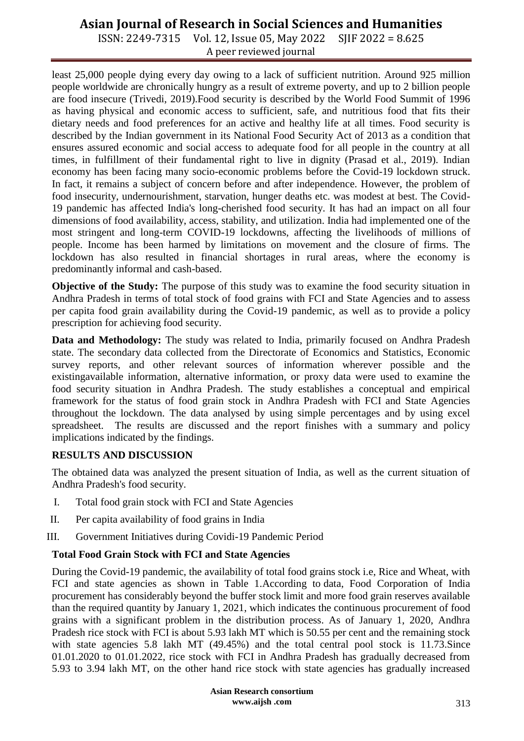least 25,000 people dying every day owing to a lack of sufficient nutrition. Around 925 million people worldwide are chronically hungry as a result of extreme poverty, and up to 2 billion people are food insecure (Trivedi, 2019).Food security is described by the World Food Summit of 1996 as having physical and economic access to sufficient, safe, and nutritious food that fits their dietary needs and food preferences for an active and healthy life at all times. Food security is described by the Indian government in its National Food Security Act of 2013 as a condition that ensures assured economic and social access to adequate food for all people in the country at all times, in fulfillment of their fundamental right to live in dignity (Prasad et al., 2019). Indian economy has been facing many socio-economic problems before the Covid-19 lockdown struck. In fact, it remains a subject of concern before and after independence. However, the problem of food insecurity, undernourishment, starvation, hunger deaths etc. was modest at best. The Covid-19 pandemic has affected India's long-cherished food security. It has had an impact on all four dimensions of food availability, access, stability, and utilization. India had implemented one of the most stringent and long-term COVID-19 lockdowns, affecting the livelihoods of millions of people. Income has been harmed by limitations on movement and the closure of firms. The lockdown has also resulted in financial shortages in rural areas, where the economy is predominantly informal and cash-based.

**Objective of the Study:** The purpose of this study was to examine the food security situation in Andhra Pradesh in terms of total stock of food grains with FCI and State Agencies and to assess per capita food grain availability during the Covid-19 pandemic, as well as to provide a policy prescription for achieving food security.

**Data and Methodology:** The study was related to India, primarily focused on Andhra Pradesh state. The secondary data collected from the Directorate of Economics and Statistics, Economic survey reports, and other relevant sources of information wherever possible and the existingavailable information, alternative information, or proxy data were used to examine the food security situation in Andhra Pradesh. The study establishes a conceptual and empirical framework for the status of food grain stock in Andhra Pradesh with FCI and State Agencies throughout the lockdown. The data analysed by using simple percentages and by using excel spreadsheet. The results are discussed and the report finishes with a summary and policy implications indicated by the findings.

## RESULTS AND DISCUSSION

The obtained data was analyzed the present situation of India, as well as the current situation of Andhra Pradesh's food security.

I. Total food grain stock with FCI and State Agencies
II. Per capita availability of food grains in India
III. Government Initiatives during Covidi-19 Pandemic Period

### Total Food Grain Stock with FCI and State Agencies

During the Covid-19 pandemic, the availability of total food grains stock i.e, Rice and Wheat, with FCI and state agencies as shown in Table 1.According to data, Food Corporation of India procurement has considerably beyond the buffer stock limit and more food grain reserves available than the required quantity by January 1, 2021, which indicates the continuous procurement of food grains with a significant problem in the distribution process. As of January 1, 2020, Andhra Pradesh rice stock with FCI is about 5.93 lakh MT which is 50.55 per cent and the remaining stock with state agencies 5.8 lakh MT (49.45%) and the total central pool stock is 11.73.Since 01.01.2020 to 01.01.2022, rice stock with FCI in Andhra Pradesh has gradually decreased from 5.93 to 3.94 lakh MT, on the other hand rice stock with state agencies has gradually increased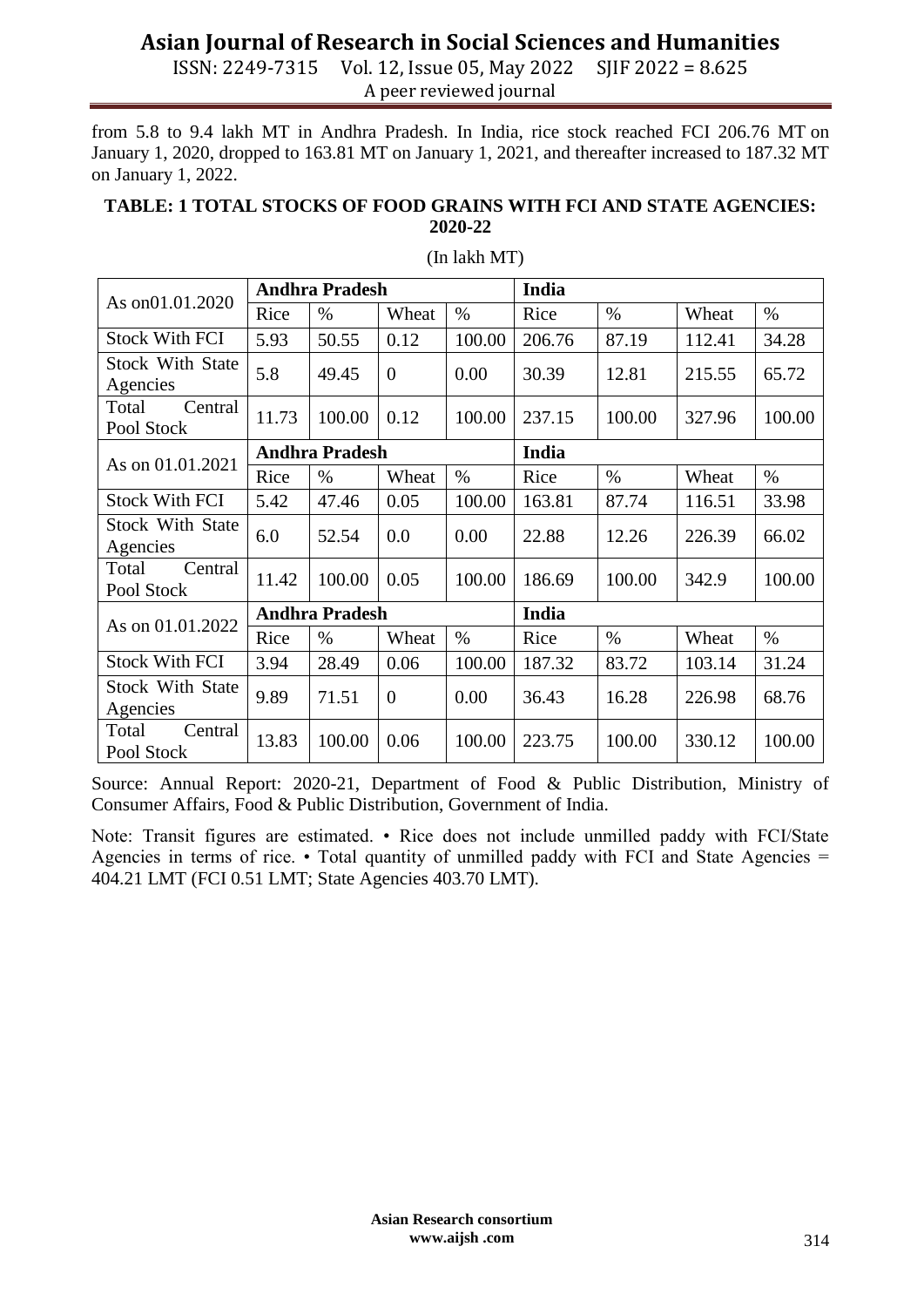from 5.8 to 9.4 lakh MT in Andhra Pradesh. In India, rice stock reached FCI 206.76 MT on January 1, 2020, dropped to 163.81 MT on January 1, 2021, and thereafter increased to 187.32 MT on January 1, 2022.

**TABLE: 1 TOTAL STOCKS OF FOOD GRAINS WITH FCI AND STATE AGENCIES: 2020-22**

(In lakh MT)

| As on01.01.2020 | Andhra Pradesh | | | | India | | | |
|---|---|---|---|---|---|---|---|---|
| | Rice | % | Wheat | % | Rice | % | Wheat | % |
| Stock With FCI | 5.93 | 50.55 | 0.12 | 100.00 | 206.76 | 87.19 | 112.41 | 34.28 |
| Stock With State Agencies | 5.8 | 49.45 | 0 | 0.00 | 30.39 | 12.81 | 215.55 | 65.72 |
| Total Central Pool Stock | 11.73 | 100.00 | 0.12 | 100.00 | 237.15 | 100.00 | 327.96 | 100.00 |
| As on 01.01.2021 | Andhra Pradesh | | | | India | | | |
| | Rice | % | Wheat | % | Rice | % | Wheat | % |
| Stock With FCI | 5.42 | 47.46 | 0.05 | 100.00 | 163.81 | 87.74 | 116.51 | 33.98 |
| Stock With State Agencies | 6.0 | 52.54 | 0.0 | 0.00 | 22.88 | 12.26 | 226.39 | 66.02 |
| Total Central Pool Stock | 11.42 | 100.00 | 0.05 | 100.00 | 186.69 | 100.00 | 342.9 | 100.00 |
| As on 01.01.2022 | Andhra Pradesh | | | | India | | | |
| | Rice | % | Wheat | % | Rice | % | Wheat | % |
| Stock With FCI | 3.94 | 28.49 | 0.06 | 100.00 | 187.32 | 83.72 | 103.14 | 31.24 |
| Stock With State Agencies | 9.89 | 71.51 | 0 | 0.00 | 36.43 | 16.28 | 226.98 | 68.76 |
| Total Central Pool Stock | 13.83 | 100.00 | 0.06 | 100.00 | 223.75 | 100.00 | 330.12 | 100.00 |

Source: Annual Report: 2020-21, Department of Food & Public Distribution, Ministry of Consumer Affairs, Food & Public Distribution, Government of India.

Note: Transit figures are estimated. • Rice does not include unmilled paddy with FCI/State Agencies in terms of rice. • Total quantity of unmilled paddy with FCI and State Agencies = 404.21 LMT (FCI 0.51 LMT; State Agencies 403.70 LMT).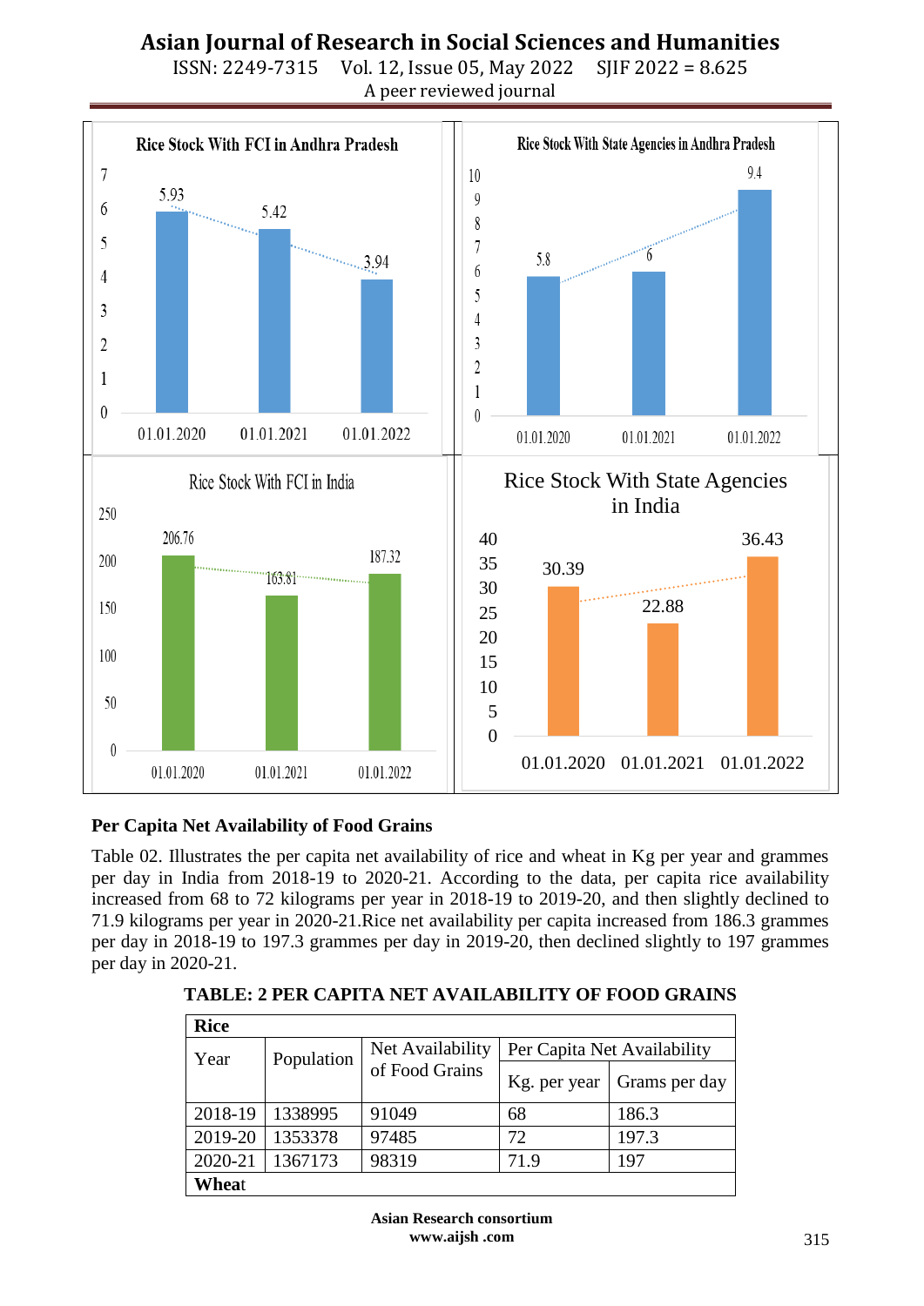**Per Capita Net Availability of Food Grains**

Table 02. Illustrates the per capita net availability of rice and wheat in Kg per year and grammes per day in India from 2018-19 to 2020-21. According to the data, per capita rice availability increased from 68 to 72 kilograms per year in 2018-19 to 2019-20, and then slightly declined to 71.9 kilograms per year in 2020-21.Rice net availability per capita increased from 186.3 grammes per day in 2018-19 to 197.3 grammes per day in 2019-20, then declined slightly to 197 grammes per day in 2020-21.

**TABLE: 2 PER CAPITA NET AVAILABILITY OF FOOD GRAINS**

| **Rice** | | | | |
|---|---|---|---|---|
| Year | Population | Net Availability of Food Grains | Per Capita Net Availability | |
| | | | Kg. per year | Grams per day |
| 2018-19 | 1338995 | 91049 | 68 | 186.3 |
| 2019-20 | 1353378 | 97485 | 72 | 197.3 |
| 2020-21 | 1367173 | 98319 | 71.9 | 197 |
| **Wheat** | | | | |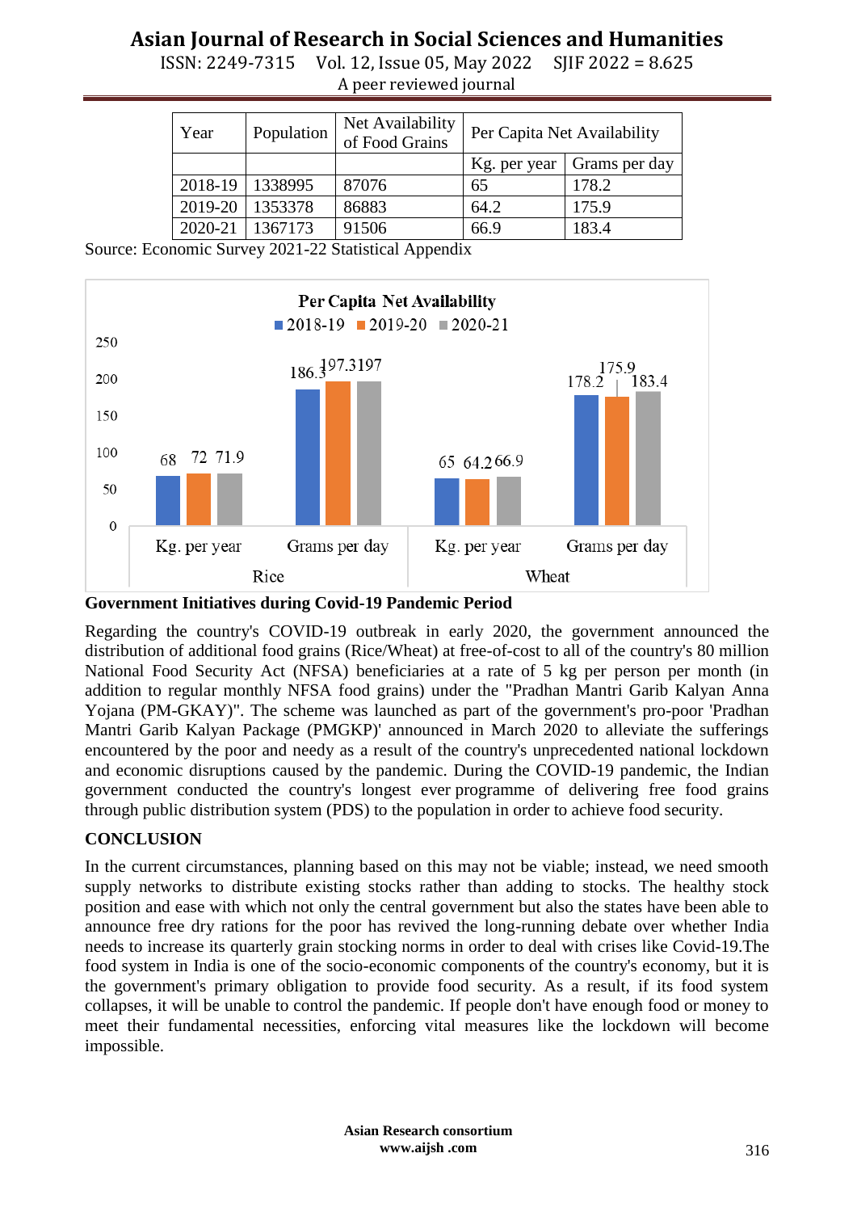| Year | Population | Net Availability of Food Grains | Per Capita Net Availability | |
|---|---|---|---|---|
| | | | Kg. per year | Grams per day |
| 2018-19 | 1338995 | 87076 | 65 | 178.2 |
| 2019-20 | 1353378 | 86883 | 64.2 | 175.9 |
| 2020-21 | 1367173 | 91506 | 66.9 | 183.4 |

Source: Economic Survey 2021-22 Statistical Appendix

**Per Capita Net Availability**

| | Rice: Kg. per year | Rice: Grams per day | Wheat: Kg. per year | Wheat: Grams per day |
|---|---|---|---|---|
| 2018-19 | 68 | 186.3 | 65 | 178.2 |
| 2019-20 | 72 | 197.3 | 64.2 | 175.9 |
| 2020-21 | 71.9 | 197 | 66.9 | 183.4 |

**Government Initiatives during Covid-19 Pandemic Period**

Regarding the country's COVID-19 outbreak in early 2020, the government announced the distribution of additional food grains (Rice/Wheat) at free-of-cost to all of the country's 80 million National Food Security Act (NFSA) beneficiaries at a rate of 5 kg per person per month (in addition to regular monthly NFSA food grains) under the "Pradhan Mantri Garib Kalyan Anna Yojana (PM-GKAY)". The scheme was launched as part of the government's pro-poor 'Pradhan Mantri Garib Kalyan Package (PMGKP)' announced in March 2020 to alleviate the sufferings encountered by the poor and needy as a result of the country's unprecedented national lockdown and economic disruptions caused by the pandemic. During the COVID-19 pandemic, the Indian government conducted the country's longest ever programme of delivering free food grains through public distribution system (PDS) to the population in order to achieve food security.

## CONCLUSION

In the current circumstances, planning based on this may not be viable; instead, we need smooth supply networks to distribute existing stocks rather than adding to stocks. The healthy stock position and ease with which not only the central government but also the states have been able to announce free dry rations for the poor has revived the long-running debate over whether India needs to increase its quarterly grain stocking norms in order to deal with crises like Covid-19.The food system in India is one of the socio-economic components of the country's economy, but it is the government's primary obligation to provide food security. As a result, if its food system collapses, it will be unable to control the pandemic. If people don't have enough food or money to meet their fundamental necessities, enforcing vital measures like the lockdown will become impossible.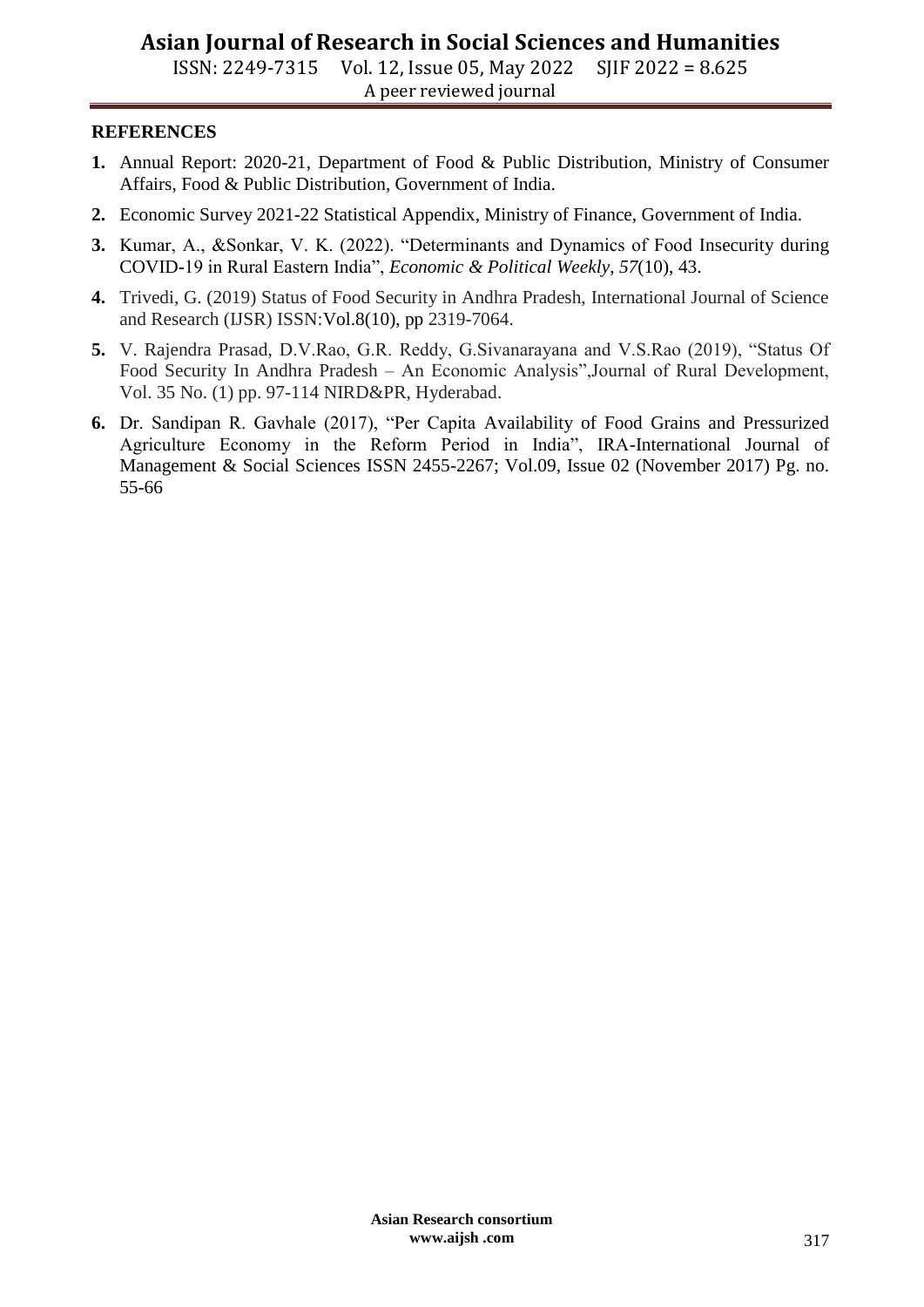## REFERENCES

1. Annual Report: 2020-21, Department of Food & Public Distribution, Ministry of Consumer Affairs, Food & Public Distribution, Government of India.
2. Economic Survey 2021-22 Statistical Appendix, Ministry of Finance, Government of India.
3. Kumar, A., &Sonkar, V. K. (2022). "Determinants and Dynamics of Food Insecurity during COVID-19 in Rural Eastern India", *Economic & Political Weekly*, *57*(10), 43.
4. Trivedi, G. (2019) Status of Food Security in Andhra Pradesh, International Journal of Science and Research (IJSR) ISSN:Vol.8(10), pp 2319-7064.
5. V. Rajendra Prasad, D.V.Rao, G.R. Reddy, G.Sivanarayana and V.S.Rao (2019), "Status Of Food Security In Andhra Pradesh – An Economic Analysis",Journal of Rural Development, Vol. 35 No. (1) pp. 97-114 NIRD&PR, Hyderabad.
6. Dr. Sandipan R. Gavhale (2017), "Per Capita Availability of Food Grains and Pressurized Agriculture Economy in the Reform Period in India", IRA-International Journal of Management & Social Sciences ISSN 2455-2267; Vol.09, Issue 02 (November 2017) Pg. no. 55-66